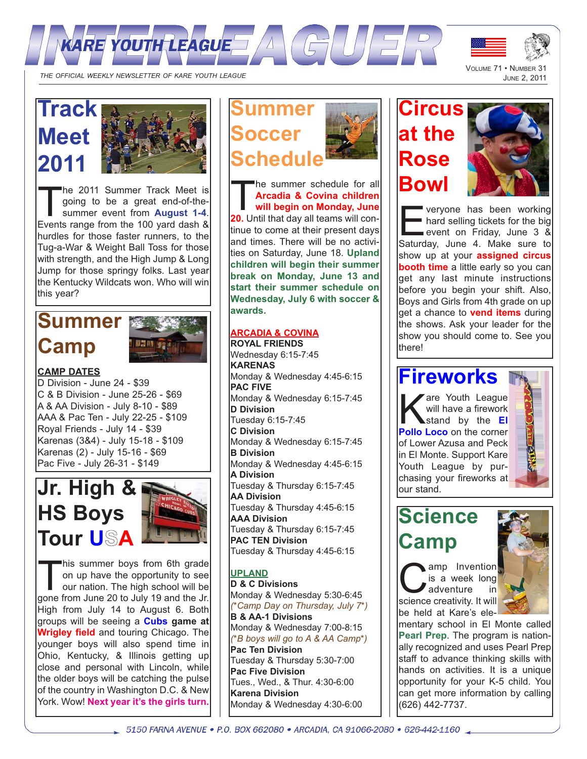# INTERLEAGUER

KARE YOUTH LEAGUE

THE OFFICIAL WEEKLY NEWSLETTER OF KARE YOUTH LEAGUE

VOLUME 71 • NUMBER 31
JUNE 2, 2011

## Track Meet 2011

The 2011 Summer Track Meet is going to be a great end-of-the-summer event from **August 1-4**. Events range from the 100 yard dash & hurdles for those faster runners, to the Tug-a-War & Weight Ball Toss for those with strength, and the High Jump & Long Jump for those springy folks. Last year the Kentucky Wildcats won. Who will win this year?

## Summer Camp

**CAMP DATES**

D Division - June 24 - $39
C & B Division - June 25-26 - $69
A & AA Division - July 8-10 - $89
AAA & Pac Ten - July 22-25 - $109
Royal Friends - July 14 - $39
Karenas (3&4) - July 15-18 - $109
Karenas (2) - July 15-16 - $69
Pac Five - July 26-31 - $149

## Jr. High & HS Boys Tour USA

This summer boys from 6th grade on up have the opportunity to see our nation. The high school will be gone from June 20 to July 19 and the Jr. High from July 14 to August 6. Both groups will be seeing a **Cubs game at Wrigley field** and touring Chicago. The younger boys will also spend time in Ohio, Kentucky, & Illinois getting up close and personal with Lincoln, while the older boys will be catching the pulse of the country in Washington D.C. & New York. Wow! **Next year it's the girls turn.**

## Summer Soccer Schedule

The summer schedule for all **Arcadia & Covina children will begin on Monday, June 20.** Until that day all teams will continue to come at their present days and times. There will be no activities on Saturday, June 18. **Upland children will begin their summer break on Monday, June 13 and start their summer schedule on Wednesday, July 6 with soccer & awards.**

**ARCADIA & COVINA**

**ROYAL FRIENDS**
Wednesday 6:15-7:45
**KARENAS**
Monday & Wednesday 4:45-6:15
**PAC FIVE**
Monday & Wednesday 6:15-7:45
**D Division**
Tuesday 6:15-7:45
**C Division**
Monday & Wednesday 6:15-7:45
**B Division**
Monday & Wednesday 4:45-6:15
**A Division**
Tuesday & Thursday 6:15-7:45
**AA Division**
Tuesday & Thursday 4:45-6:15
**AAA Division**
Tuesday & Thursday 6:15-7:45
**PAC TEN Division**
Tuesday & Thursday 4:45-6:15

**UPLAND**

**D & C Divisions**
Monday & Wednesday 5:30-6:45
*(\*Camp Day on Thursday, July 7\*)*
**B & AA-1 Divisions**
Monday & Wednesday 7:00-8:15
*(\*B boys will go to A & AA Camp\*)*
**Pac Ten Division**
Tuesday & Thursday 5:30-7:00
**Pac Five Division**
Tues., Wed., & Thur. 4:30-6:00
**Karena Division**
Monday & Wednesday 4:30-6:00

## Circus at the Rose Bowl

Everyone has been working hard selling tickets for the big event on Friday, June 3 & Saturday, June 4. Make sure to show up at your **assigned circus booth time** a little early so you can get any last minute instructions before you begin your shift. Also, Boys and Girls from 4th grade on up get a chance to **vend items** during the shows. Ask your leader for the show you should come to. See you there!

## Fireworks

Kare Youth League will have a firework stand by the **El Pollo Loco** on the corner of Lower Azusa and Peck in El Monte. Support Kare Youth League by purchasing your fireworks at our stand.

## Science Camp

Camp Invention is a week long adventure in science creativity. It will be held at Kare's elementary school in El Monte called **Pearl Prep**. The program is nationally recognized and uses Pearl Prep staff to advance thinking skills with hands on activities. It is a unique opportunity for your K-5 child. You can get more information by calling (626) 442-7737.

5150 FARNA AVENUE • P.O. BOX 662080 • ARCADIA, CA 91066-2080 • 626-442-1160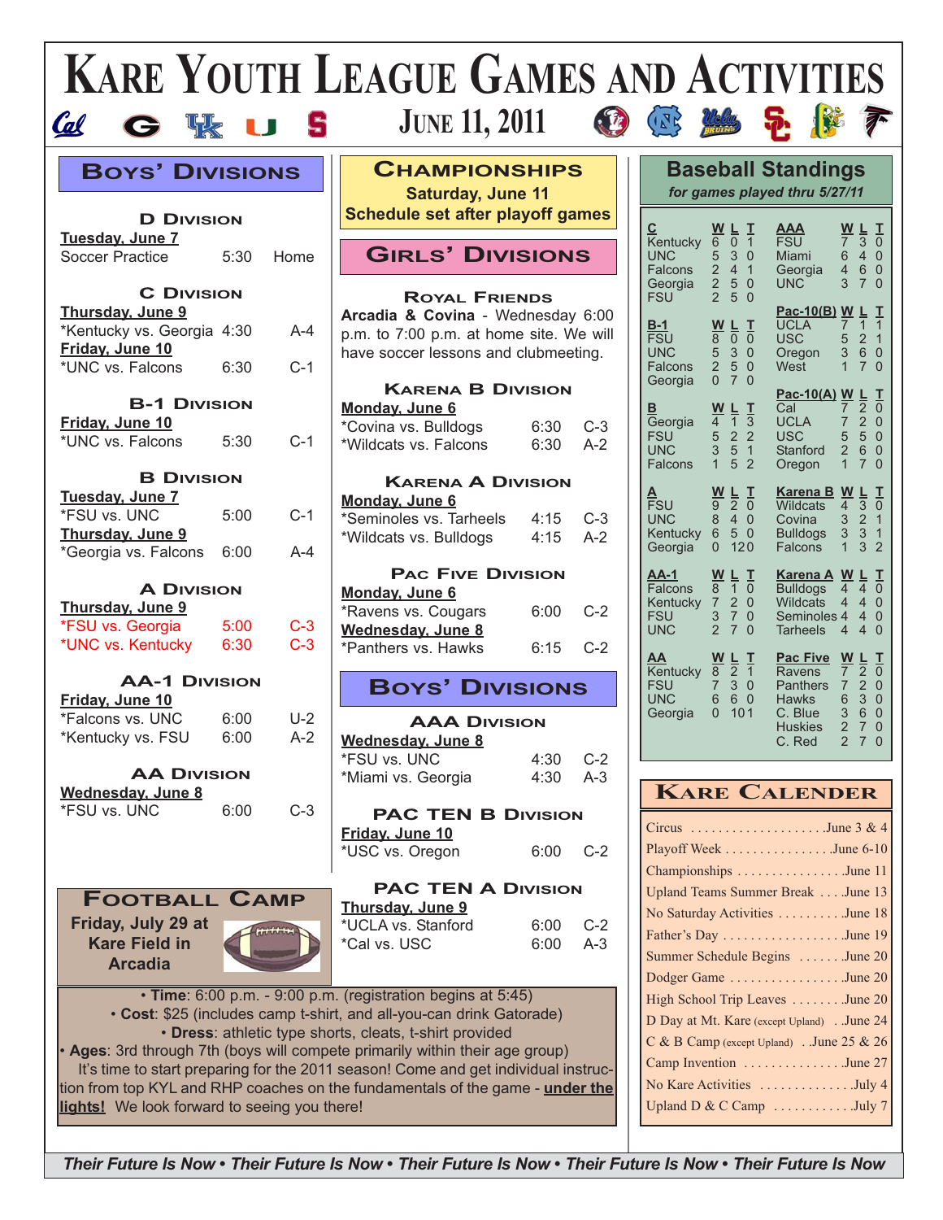# Kare Youth League Games and Activities

## June 11, 2011

## Boys' Divisions

### D Division

**Tuesday, June 7**

| | | |
|---|---|---|
| Soccer Practice | 5:30 | Home |

### C Division

**Thursday, June 9**

| | | |
|---|---|---|
| *Kentucky vs. Georgia | 4:30 | A-4 |

**Friday, June 10**

| | | |
|---|---|---|
| *UNC vs. Falcons | 6:30 | C-1 |

### B-1 Division

**Friday, June 10**

| | | |
|---|---|---|
| *UNC vs. Falcons | 5:30 | C-1 |

### B Division

**Tuesday, June 7**

| | | |
|---|---|---|
| *FSU vs. UNC | 5:00 | C-1 |

**Thursday, June 9**

| | | |
|---|---|---|
| *Georgia vs. Falcons | 6:00 | A-4 |

### A Division

**Thursday, June 9**

| | | |
|---|---|---|
| *FSU vs. Georgia | 5:00 | C-3 |
| *UNC vs. Kentucky | 6:30 | C-3 |

### AA-1 Division

**Friday, June 10**

| | | |
|---|---|---|
| *Falcons vs. UNC | 6:00 | U-2 |
| *Kentucky vs. FSU | 6:00 | A-2 |

### AA Division

**Wednesday, June 8**

| | | |
|---|---|---|
| *FSU vs. UNC | 6:00 | C-3 |

## Championships

**Saturday, June 11**

**Schedule set after playoff games**

## Girls' Divisions

### Royal Friends

**Arcadia & Covina** - Wednesday 6:00 p.m. to 7:00 p.m. at home site. We will have soccer lessons and clubmeeting.

### Karena B Division

**Monday, June 6**

| | | |
|---|---|---|
| *Covina vs. Bulldogs | 6:30 | C-3 |
| *Wildcats vs. Falcons | 6:30 | A-2 |

### Karena A Division

**Monday, June 6**

| | | |
|---|---|---|
| *Seminoles vs. Tarheels | 4:15 | C-3 |
| *Wildcats vs. Bulldogs | 4:15 | A-2 |

### Pac Five Division

**Monday, June 6**

| | | |
|---|---|---|
| *Ravens vs. Cougars | 6:00 | C-2 |

**Wednesday, June 8**

| | | |
|---|---|---|
| *Panthers vs. Hawks | 6:15 | C-2 |

## Boys' Divisions

### AAA Division

**Wednesday, June 8**

| | | |
|---|---|---|
| *FSU vs. UNC | 4:30 | C-2 |
| *Miami vs. Georgia | 4:30 | A-3 |

### Pac Ten B Division

**Friday, June 10**

| | | |
|---|---|---|
| *USC vs. Oregon | 6:00 | C-2 |

### Pac Ten A Division

**Thursday, June 9**

| | | |
|---|---|---|
| *UCLA vs. Stanford | 6:00 | C-2 |
| *Cal vs. USC | 6:00 | A-3 |

## Football Camp

**Friday, July 29 at Kare Field in Arcadia**

- **Time**: 6:00 p.m. - 9:00 p.m. (registration begins at 5:45)
- **Cost**: $25 (includes camp t-shirt, and all-you-can drink Gatorade)
- **Dress**: athletic type shorts, cleats, t-shirt provided
- **Ages**: 3rd through 7th (boys will compete primarily within their age group)

It's time to start preparing for the 2011 season! Come and get individual instruction from top KYL and RHP coaches on the fundamentals of the game - **under the lights!** We look forward to seeing you there!

## Baseball Standings

*for games played thru 5/27/11*

| C | W | L | T |
|---|---|---|---|
| Kentucky | 6 | 0 | 1 |
| UNC | 5 | 3 | 0 |
| Falcons | 2 | 4 | 1 |
| Georgia | 2 | 5 | 0 |
| FSU | 2 | 5 | 0 |

| B-1 | W | L | T |
|---|---|---|---|
| FSU | 8 | 0 | 0 |
| UNC | 5 | 3 | 0 |
| Falcons | 2 | 5 | 0 |
| Georgia | 0 | 7 | 0 |

| B | W | L | T |
|---|---|---|---|
| Georgia | 4 | 1 | 3 |
| FSU | 5 | 2 | 2 |
| UNC | 3 | 5 | 1 |
| Falcons | 1 | 5 | 2 |

| A | W | L | T |
|---|---|---|---|
| FSU | 9 | 2 | 0 |
| UNC | 8 | 4 | 0 |
| Kentucky | 6 | 5 | 0 |
| Georgia | 0 | 12 | 0 |

| AA-1 | W | L | T |
|---|---|---|---|
| Falcons | 8 | 1 | 0 |
| Kentucky | 7 | 2 | 0 |
| FSU | 3 | 7 | 0 |
| UNC | 2 | 7 | 0 |

| AA | W | L | T |
|---|---|---|---|
| Kentucky | 8 | 2 | 1 |
| FSU | 7 | 3 | 0 |
| UNC | 6 | 6 | 0 |
| Georgia | 0 | 10 | 1 |

| AAA | W | L | T |
|---|---|---|---|
| FSU | 7 | 3 | 0 |
| Miami | 6 | 4 | 0 |
| Georgia | 4 | 6 | 0 |
| UNC | 3 | 7 | 0 |

| Pac-10(B) | W | L | T |
|---|---|---|---|
| UCLA | 7 | 1 | 1 |
| USC | 5 | 2 | 1 |
| Oregon | 3 | 6 | 0 |
| West | 1 | 7 | 0 |

| Pac-10(A) | W | L | T |
|---|---|---|---|
| Cal | 7 | 2 | 0 |
| UCLA | 7 | 2 | 0 |
| USC | 5 | 5 | 0 |
| Stanford | 2 | 6 | 0 |
| Oregon | 1 | 7 | 0 |

| Karena B | W | L | T |
|---|---|---|---|
| Wildcats | 4 | 3 | 0 |
| Covina | 3 | 2 | 1 |
| Bulldogs | 3 | 3 | 1 |
| Falcons | 1 | 3 | 2 |

| Karena A | W | L | T |
|---|---|---|---|
| Bulldogs | 4 | 4 | 0 |
| Wildcats | 4 | 4 | 0 |
| Seminoles | 4 | 4 | 0 |
| Tarheels | 4 | 4 | 0 |

| Pac Five | W | L | T |
|---|---|---|---|
| Ravens | 7 | 2 | 0 |
| Panthers | 7 | 2 | 0 |
| Hawks | 6 | 3 | 0 |
| C. Blue | 3 | 6 | 0 |
| Huskies | 2 | 7 | 0 |
| C. Red | 2 | 7 | 0 |

## Kare Calender

| | |
|---|---|
| Circus | June 3 & 4 |
| Playoff Week | June 6-10 |
| Championships | June 11 |
| Upland Teams Summer Break | June 13 |
| No Saturday Activities | June 18 |
| Father's Day | June 19 |
| Summer Schedule Begins | June 20 |
| Dodger Game | June 20 |
| High School Trip Leaves | June 20 |
| D Day at Mt. Kare (except Upland) | June 24 |
| C & B Camp (except Upland) | June 25 & 26 |
| Camp Invention | June 27 |
| No Kare Activities | July 4 |
| Upland D & C Camp | July 7 |

*Their Future Is Now • Their Future Is Now • Their Future Is Now • Their Future Is Now • Their Future Is Now*